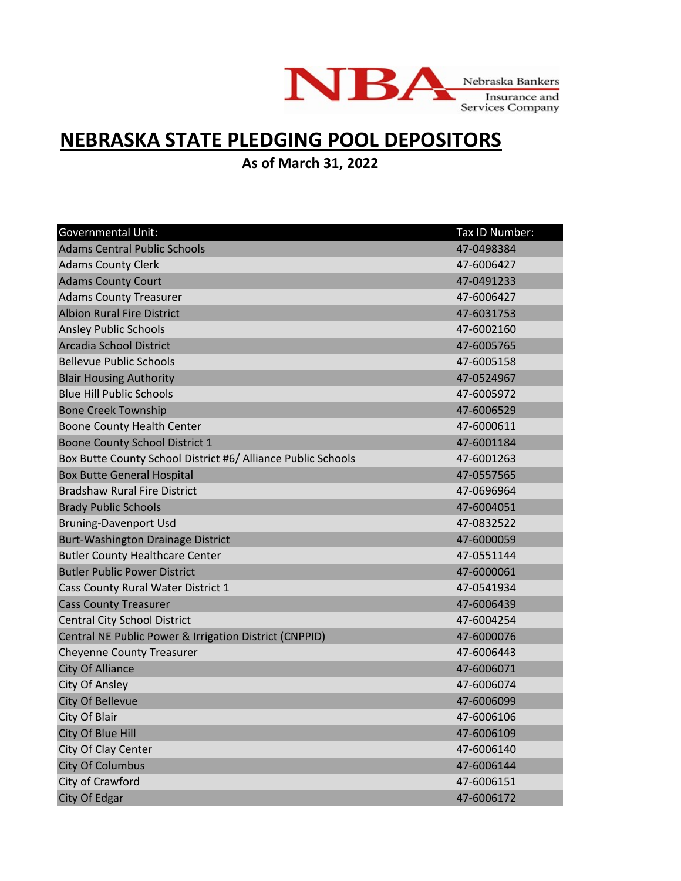NBA Nebraska Bankers Insurance and Services Company

# NEBRASKA STATE PLEDGING POOL DEPOSITORS

**As of March 31, 2022**

| Governmental Unit: | Tax ID Number: |
|---|---|
| Adams Central Public Schools | 47-0498384 |
| Adams County Clerk | 47-6006427 |
| Adams County Court | 47-0491233 |
| Adams County Treasurer | 47-6006427 |
| Albion Rural Fire District | 47-6031753 |
| Ansley Public Schools | 47-6002160 |
| Arcadia School District | 47-6005765 |
| Bellevue Public Schools | 47-6005158 |
| Blair Housing Authority | 47-0524967 |
| Blue Hill Public Schools | 47-6005972 |
| Bone Creek Township | 47-6006529 |
| Boone County Health Center | 47-6000611 |
| Boone County School District 1 | 47-6001184 |
| Box Butte County School District #6/ Alliance Public Schools | 47-6001263 |
| Box Butte General Hospital | 47-0557565 |
| Bradshaw Rural Fire District | 47-0696964 |
| Brady Public Schools | 47-6004051 |
| Bruning-Davenport Usd | 47-0832522 |
| Burt-Washington Drainage District | 47-6000059 |
| Butler County Healthcare Center | 47-0551144 |
| Butler Public Power District | 47-6000061 |
| Cass County Rural Water District 1 | 47-0541934 |
| Cass County Treasurer | 47-6006439 |
| Central City School District | 47-6004254 |
| Central NE Public Power & Irrigation District (CNPPID) | 47-6000076 |
| Cheyenne County Treasurer | 47-6006443 |
| City Of Alliance | 47-6006071 |
| City Of Ansley | 47-6006074 |
| City Of Bellevue | 47-6006099 |
| City Of Blair | 47-6006106 |
| City Of Blue Hill | 47-6006109 |
| City Of Clay Center | 47-6006140 |
| City Of Columbus | 47-6006144 |
| City of Crawford | 47-6006151 |
| City Of Edgar | 47-6006172 |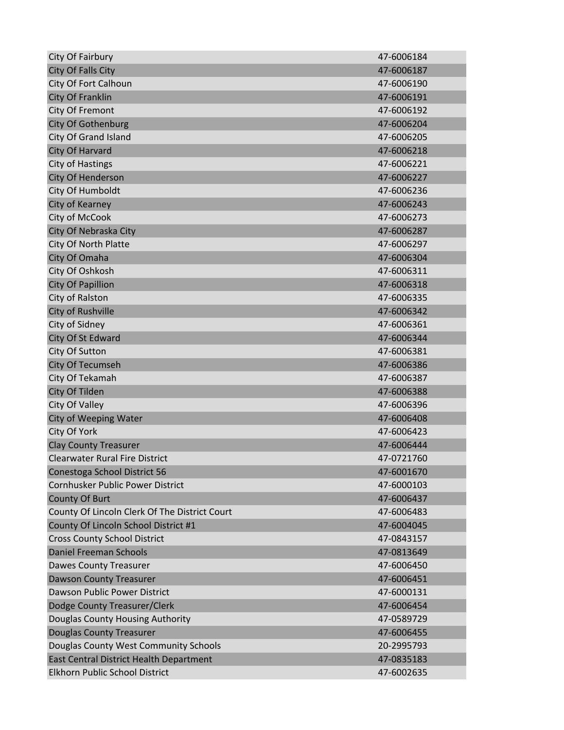| | |
|---|---|
| City Of Fairbury | 47-6006184 |
| City Of Falls City | 47-6006187 |
| City Of Fort Calhoun | 47-6006190 |
| City Of Franklin | 47-6006191 |
| City Of Fremont | 47-6006192 |
| City Of Gothenburg | 47-6006204 |
| City Of Grand Island | 47-6006205 |
| City Of Harvard | 47-6006218 |
| City of Hastings | 47-6006221 |
| City Of Henderson | 47-6006227 |
| City Of Humboldt | 47-6006236 |
| City of Kearney | 47-6006243 |
| City of McCook | 47-6006273 |
| City Of Nebraska City | 47-6006287 |
| City Of North Platte | 47-6006297 |
| City Of Omaha | 47-6006304 |
| City Of Oshkosh | 47-6006311 |
| City Of Papillion | 47-6006318 |
| City of Ralston | 47-6006335 |
| City of Rushville | 47-6006342 |
| City of Sidney | 47-6006361 |
| City Of St Edward | 47-6006344 |
| City Of Sutton | 47-6006381 |
| City Of Tecumseh | 47-6006386 |
| City Of Tekamah | 47-6006387 |
| City Of Tilden | 47-6006388 |
| City Of Valley | 47-6006396 |
| City of Weeping Water | 47-6006408 |
| City Of York | 47-6006423 |
| Clay County Treasurer | 47-6006444 |
| Clearwater Rural Fire District | 47-0721760 |
| Conestoga School District 56 | 47-6001670 |
| Cornhusker Public Power District | 47-6000103 |
| County Of Burt | 47-6006437 |
| County Of Lincoln Clerk Of The District Court | 47-6006483 |
| County Of Lincoln School District #1 | 47-6004045 |
| Cross County School District | 47-0843157 |
| Daniel Freeman Schools | 47-0813649 |
| Dawes County Treasurer | 47-6006450 |
| Dawson County Treasurer | 47-6006451 |
| Dawson Public Power District | 47-6000131 |
| Dodge County Treasurer/Clerk | 47-6006454 |
| Douglas County Housing Authority | 47-0589729 |
| Douglas County Treasurer | 47-6006455 |
| Douglas County West Community Schools | 20-2995793 |
| East Central District Health Department | 47-0835183 |
| Elkhorn Public School District | 47-6002635 |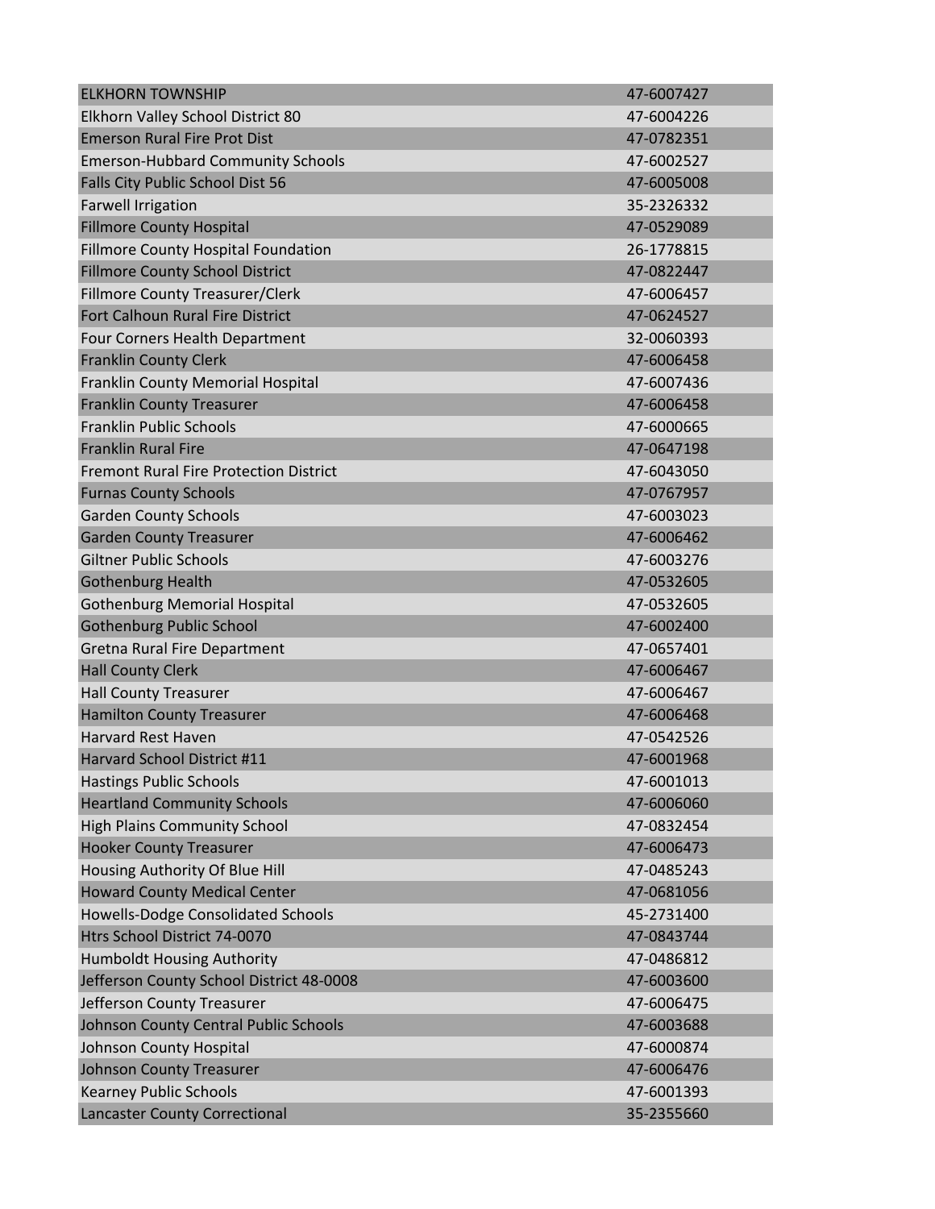| | |
|---|---|
| ELKHORN TOWNSHIP | 47-6007427 |
| Elkhorn Valley School District 80 | 47-6004226 |
| Emerson Rural Fire Prot Dist | 47-0782351 |
| Emerson-Hubbard Community Schools | 47-6002527 |
| Falls City Public School Dist 56 | 47-6005008 |
| Farwell Irrigation | 35-2326332 |
| Fillmore County Hospital | 47-0529089 |
| Fillmore County Hospital Foundation | 26-1778815 |
| Fillmore County School District | 47-0822447 |
| Fillmore County Treasurer/Clerk | 47-6006457 |
| Fort Calhoun Rural Fire District | 47-0624527 |
| Four Corners Health Department | 32-0060393 |
| Franklin County Clerk | 47-6006458 |
| Franklin County Memorial Hospital | 47-6007436 |
| Franklin County Treasurer | 47-6006458 |
| Franklin Public Schools | 47-6000665 |
| Franklin Rural Fire | 47-0647198 |
| Fremont Rural Fire Protection District | 47-6043050 |
| Furnas County Schools | 47-0767957 |
| Garden County Schools | 47-6003023 |
| Garden County Treasurer | 47-6006462 |
| Giltner Public Schools | 47-6003276 |
| Gothenburg Health | 47-0532605 |
| Gothenburg Memorial Hospital | 47-0532605 |
| Gothenburg Public School | 47-6002400 |
| Gretna Rural Fire Department | 47-0657401 |
| Hall County Clerk | 47-6006467 |
| Hall County Treasurer | 47-6006467 |
| Hamilton County Treasurer | 47-6006468 |
| Harvard Rest Haven | 47-0542526 |
| Harvard School District #11 | 47-6001968 |
| Hastings Public Schools | 47-6001013 |
| Heartland Community Schools | 47-6006060 |
| High Plains Community School | 47-0832454 |
| Hooker County Treasurer | 47-6006473 |
| Housing Authority Of Blue Hill | 47-0485243 |
| Howard County Medical Center | 47-0681056 |
| Howells-Dodge Consolidated Schools | 45-2731400 |
| Htrs School District 74-0070 | 47-0843744 |
| Humboldt Housing Authority | 47-0486812 |
| Jefferson County School District 48-0008 | 47-6003600 |
| Jefferson County Treasurer | 47-6006475 |
| Johnson County Central Public Schools | 47-6003688 |
| Johnson County Hospital | 47-6000874 |
| Johnson County Treasurer | 47-6006476 |
| Kearney Public Schools | 47-6001393 |
| Lancaster County Correctional | 35-2355660 |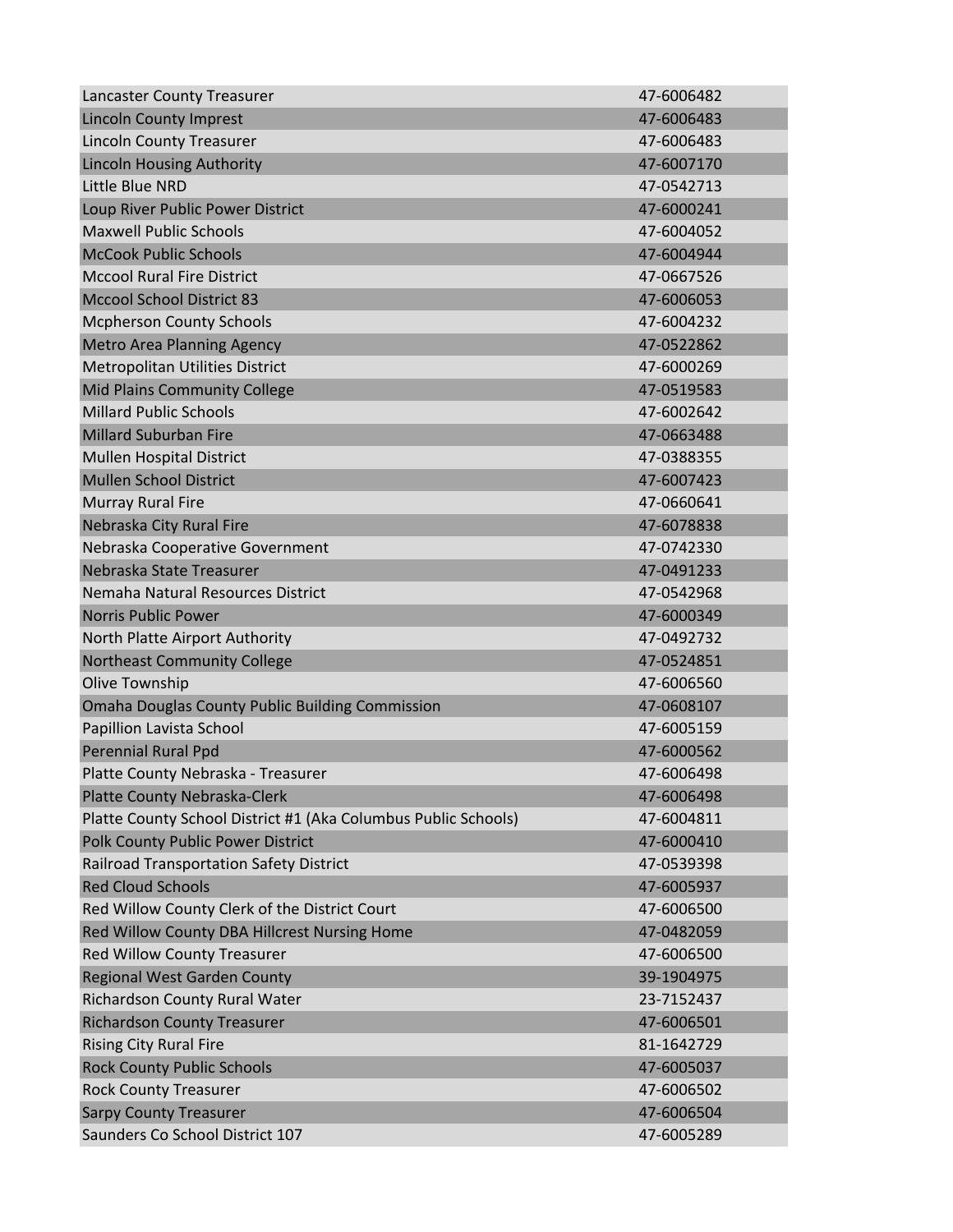| | |
|---|---|
| Lancaster County Treasurer | 47-6006482 |
| Lincoln County Imprest | 47-6006483 |
| Lincoln County Treasurer | 47-6006483 |
| Lincoln Housing Authority | 47-6007170 |
| Little Blue NRD | 47-0542713 |
| Loup River Public Power District | 47-6000241 |
| Maxwell Public Schools | 47-6004052 |
| McCook Public Schools | 47-6004944 |
| Mccool Rural Fire District | 47-0667526 |
| Mccool School District 83 | 47-6006053 |
| Mcpherson County Schools | 47-6004232 |
| Metro Area Planning Agency | 47-0522862 |
| Metropolitan Utilities District | 47-6000269 |
| Mid Plains Community College | 47-0519583 |
| Millard Public Schools | 47-6002642 |
| Millard Suburban Fire | 47-0663488 |
| Mullen Hospital District | 47-0388355 |
| Mullen School District | 47-6007423 |
| Murray Rural Fire | 47-0660641 |
| Nebraska City Rural Fire | 47-6078838 |
| Nebraska Cooperative Government | 47-0742330 |
| Nebraska State Treasurer | 47-0491233 |
| Nemaha Natural Resources District | 47-0542968 |
| Norris Public Power | 47-6000349 |
| North Platte Airport Authority | 47-0492732 |
| Northeast Community College | 47-0524851 |
| Olive Township | 47-6006560 |
| Omaha Douglas County Public Building Commission | 47-0608107 |
| Papillion Lavista School | 47-6005159 |
| Perennial Rural Ppd | 47-6000562 |
| Platte County Nebraska - Treasurer | 47-6006498 |
| Platte County Nebraska-Clerk | 47-6006498 |
| Platte County School District #1 (Aka Columbus Public Schools) | 47-6004811 |
| Polk County Public Power District | 47-6000410 |
| Railroad Transportation Safety District | 47-0539398 |
| Red Cloud Schools | 47-6005937 |
| Red Willow County Clerk of the District Court | 47-6006500 |
| Red Willow County DBA Hillcrest Nursing Home | 47-0482059 |
| Red Willow County Treasurer | 47-6006500 |
| Regional West Garden County | 39-1904975 |
| Richardson County Rural Water | 23-7152437 |
| Richardson County Treasurer | 47-6006501 |
| Rising City Rural Fire | 81-1642729 |
| Rock County Public Schools | 47-6005037 |
| Rock County Treasurer | 47-6006502 |
| Sarpy County Treasurer | 47-6006504 |
| Saunders Co School District 107 | 47-6005289 |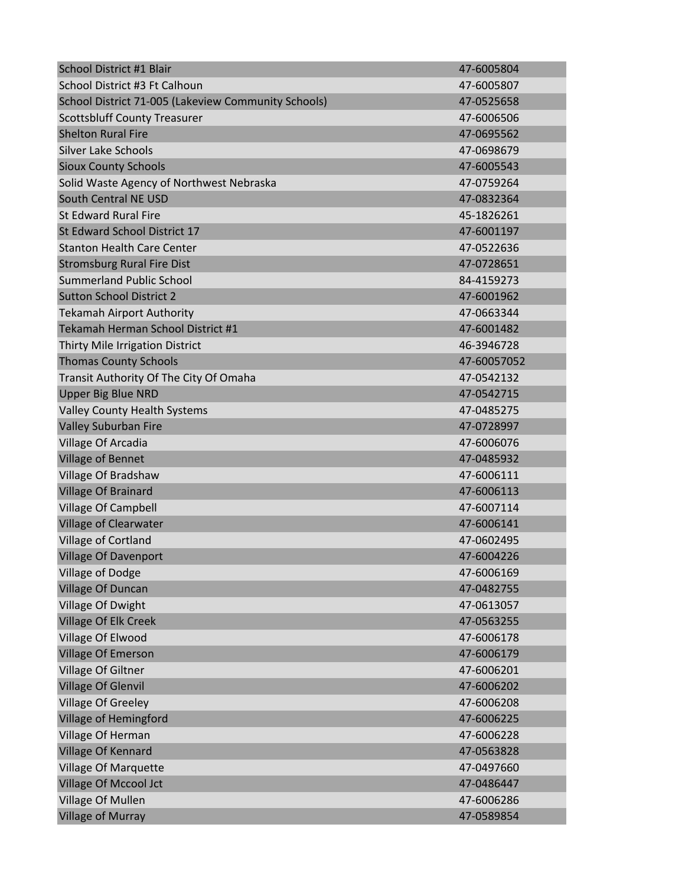| | |
|---|---|
| School District #1 Blair | 47-6005804 |
| School District #3 Ft Calhoun | 47-6005807 |
| School District 71-005 (Lakeview Community Schools) | 47-0525658 |
| Scottsbluff County Treasurer | 47-6006506 |
| Shelton Rural Fire | 47-0695562 |
| Silver Lake Schools | 47-0698679 |
| Sioux County Schools | 47-6005543 |
| Solid Waste Agency of Northwest Nebraska | 47-0759264 |
| South Central NE USD | 47-0832364 |
| St Edward Rural Fire | 45-1826261 |
| St Edward School District 17 | 47-6001197 |
| Stanton Health Care Center | 47-0522636 |
| Stromsburg Rural Fire Dist | 47-0728651 |
| Summerland Public School | 84-4159273 |
| Sutton School District 2 | 47-6001962 |
| Tekamah Airport Authority | 47-0663344 |
| Tekamah Herman School District #1 | 47-6001482 |
| Thirty Mile Irrigation District | 46-3946728 |
| Thomas County Schools | 47-60057052 |
| Transit Authority Of The City Of Omaha | 47-0542132 |
| Upper Big Blue NRD | 47-0542715 |
| Valley County Health Systems | 47-0485275 |
| Valley Suburban Fire | 47-0728997 |
| Village Of Arcadia | 47-6006076 |
| Village of Bennet | 47-0485932 |
| Village Of Bradshaw | 47-6006111 |
| Village Of Brainard | 47-6006113 |
| Village Of Campbell | 47-6007114 |
| Village of Clearwater | 47-6006141 |
| Village of Cortland | 47-0602495 |
| Village Of Davenport | 47-6004226 |
| Village of Dodge | 47-6006169 |
| Village Of Duncan | 47-0482755 |
| Village Of Dwight | 47-0613057 |
| Village Of Elk Creek | 47-0563255 |
| Village Of Elwood | 47-6006178 |
| Village Of Emerson | 47-6006179 |
| Village Of Giltner | 47-6006201 |
| Village Of Glenvil | 47-6006202 |
| Village Of Greeley | 47-6006208 |
| Village of Hemingford | 47-6006225 |
| Village Of Herman | 47-6006228 |
| Village Of Kennard | 47-0563828 |
| Village Of Marquette | 47-0497660 |
| Village Of Mccool Jct | 47-0486447 |
| Village Of Mullen | 47-6006286 |
| Village of Murray | 47-0589854 |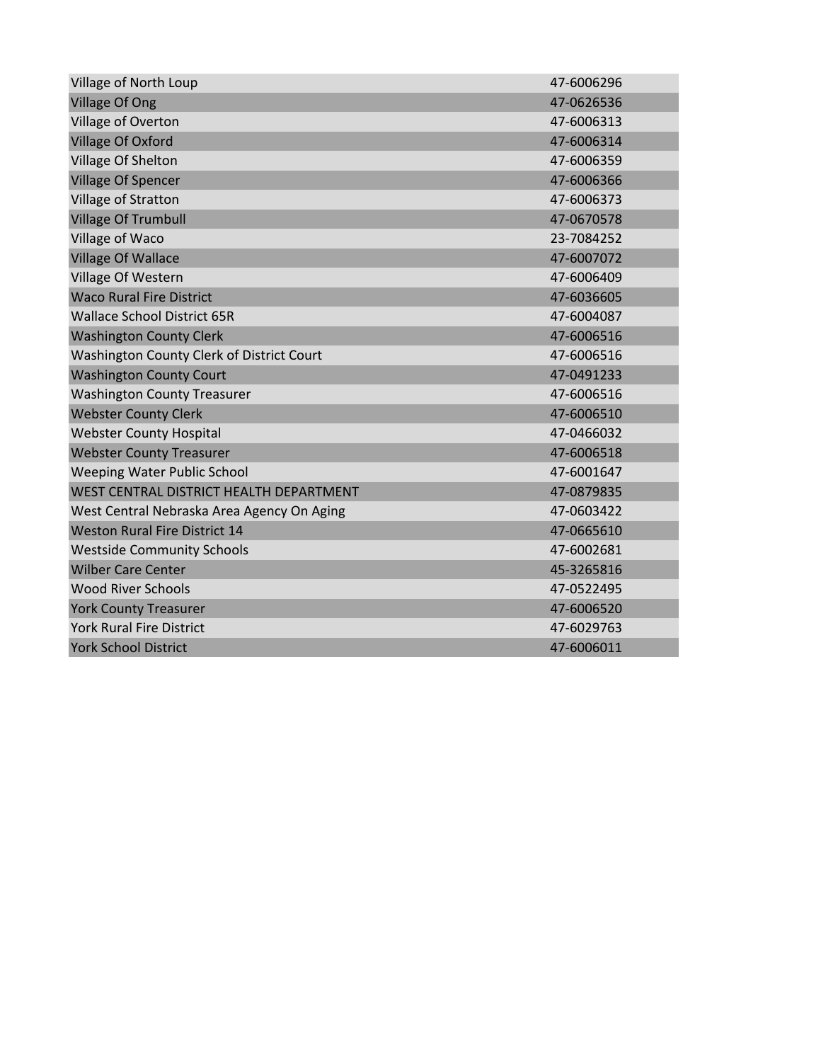| | |
|---|---|
| Village of North Loup | 47-6006296 |
| Village Of Ong | 47-0626536 |
| Village of Overton | 47-6006313 |
| Village Of Oxford | 47-6006314 |
| Village Of Shelton | 47-6006359 |
| Village Of Spencer | 47-6006366 |
| Village of Stratton | 47-6006373 |
| Village Of Trumbull | 47-0670578 |
| Village of Waco | 23-7084252 |
| Village Of Wallace | 47-6007072 |
| Village Of Western | 47-6006409 |
| Waco Rural Fire District | 47-6036605 |
| Wallace School District 65R | 47-6004087 |
| Washington County Clerk | 47-6006516 |
| Washington County Clerk of District Court | 47-6006516 |
| Washington County Court | 47-0491233 |
| Washington County Treasurer | 47-6006516 |
| Webster County Clerk | 47-6006510 |
| Webster County Hospital | 47-0466032 |
| Webster County Treasurer | 47-6006518 |
| Weeping Water Public School | 47-6001647 |
| WEST CENTRAL DISTRICT HEALTH DEPARTMENT | 47-0879835 |
| West Central Nebraska Area Agency On Aging | 47-0603422 |
| Weston Rural Fire District 14 | 47-0665610 |
| Westside Community Schools | 47-6002681 |
| Wilber Care Center | 45-3265816 |
| Wood River Schools | 47-0522495 |
| York County Treasurer | 47-6006520 |
| York Rural Fire District | 47-6029763 |
| York School District | 47-6006011 |